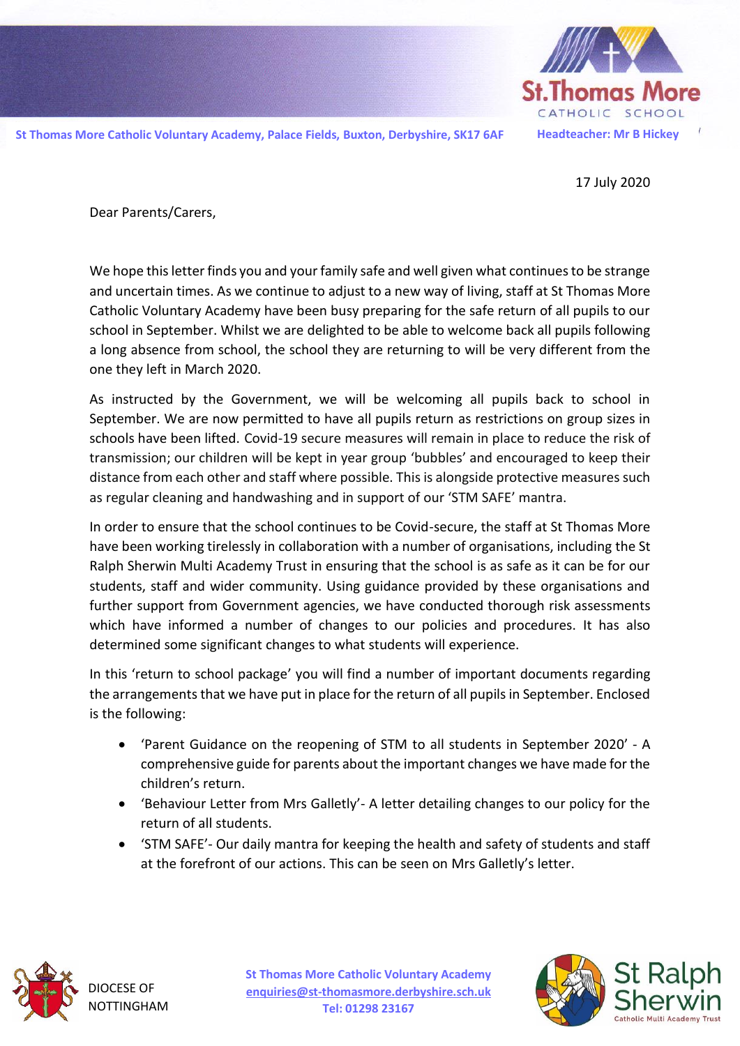St.Thomas More
CATHOLIC SCHOOL

St Thomas More Catholic Voluntary Academy, Palace Fields, Buxton, Derbyshire, SK17 6AF

Headteacher: Mr B Hickey

17 July 2020

Dear Parents/Carers,

We hope this letter finds you and your family safe and well given what continues to be strange and uncertain times. As we continue to adjust to a new way of living, staff at St Thomas More Catholic Voluntary Academy have been busy preparing for the safe return of all pupils to our school in September. Whilst we are delighted to be able to welcome back all pupils following a long absence from school, the school they are returning to will be very different from the one they left in March 2020.

As instructed by the Government, we will be welcoming all pupils back to school in September. We are now permitted to have all pupils return as restrictions on group sizes in schools have been lifted. Covid-19 secure measures will remain in place to reduce the risk of transmission; our children will be kept in year group 'bubbles' and encouraged to keep their distance from each other and staff where possible. This is alongside protective measures such as regular cleaning and handwashing and in support of our 'STM SAFE' mantra.

In order to ensure that the school continues to be Covid-secure, the staff at St Thomas More have been working tirelessly in collaboration with a number of organisations, including the St Ralph Sherwin Multi Academy Trust in ensuring that the school is as safe as it can be for our students, staff and wider community. Using guidance provided by these organisations and further support from Government agencies, we have conducted thorough risk assessments which have informed a number of changes to our policies and procedures. It has also determined some significant changes to what students will experience.

In this 'return to school package' you will find a number of important documents regarding the arrangements that we have put in place for the return of all pupils in September. Enclosed is the following:

- 'Parent Guidance on the reopening of STM to all students in September 2020' - A comprehensive guide for parents about the important changes we have made for the children's return.
- 'Behaviour Letter from Mrs Galletly'- A letter detailing changes to our policy for the return of all students.
- 'STM SAFE'- Our daily mantra for keeping the health and safety of students and staff at the forefront of our actions. This can be seen on Mrs Galletly's letter.

DIOCESE OF NOTTINGHAM

St Thomas More Catholic Voluntary Academy
enquiries@st-thomasmore.derbyshire.sch.uk
Tel: 01298 23167

St Ralph Sherwin
Catholic Multi Academy Trust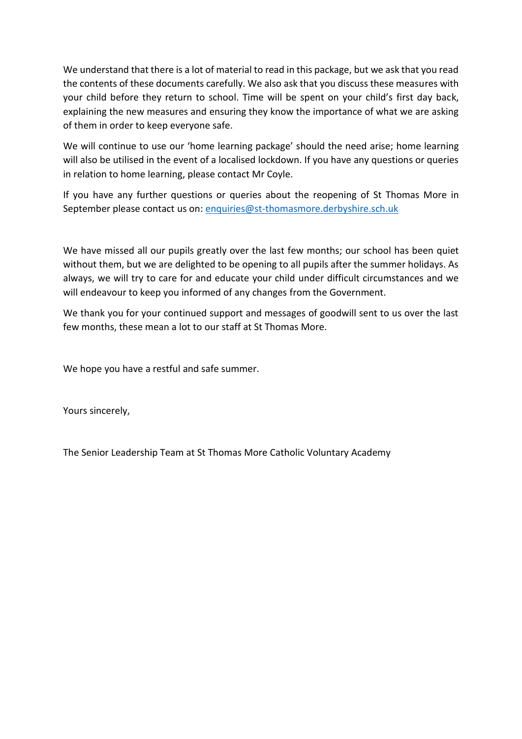We understand that there is a lot of material to read in this package, but we ask that you read the contents of these documents carefully. We also ask that you discuss these measures with your child before they return to school. Time will be spent on your child's first day back, explaining the new measures and ensuring they know the importance of what we are asking of them in order to keep everyone safe.

We will continue to use our 'home learning package' should the need arise; home learning will also be utilised in the event of a localised lockdown. If you have any questions or queries in relation to home learning, please contact Mr Coyle.

If you have any further questions or queries about the reopening of St Thomas More in September please contact us on: enquiries@st-thomasmore.derbyshire.sch.uk

We have missed all our pupils greatly over the last few months; our school has been quiet without them, but we are delighted to be opening to all pupils after the summer holidays. As always, we will try to care for and educate your child under difficult circumstances and we will endeavour to keep you informed of any changes from the Government.

We thank you for your continued support and messages of goodwill sent to us over the last few months, these mean a lot to our staff at St Thomas More.

We hope you have a restful and safe summer.

Yours sincerely,

The Senior Leadership Team at St Thomas More Catholic Voluntary Academy